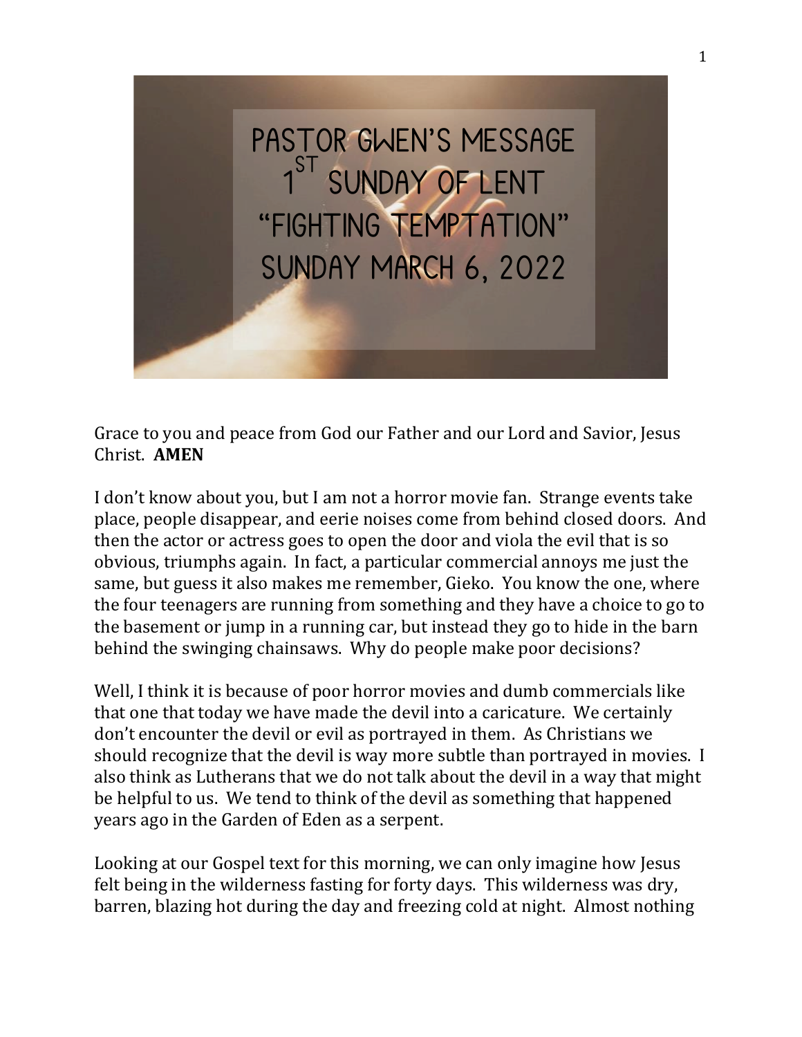# PASTOR GWEN'S MESSAGE
## 1ST SUNDAY OF LENT
## "FIGHTING TEMPTATION"
## SUNDAY MARCH 6, 2022

Grace to you and peace from God our Father and our Lord and Savior, Jesus Christ. **AMEN**

I don't know about you, but I am not a horror movie fan. Strange events take place, people disappear, and eerie noises come from behind closed doors. And then the actor or actress goes to open the door and viola the evil that is so obvious, triumphs again. In fact, a particular commercial annoys me just the same, but guess it also makes me remember, Gieko. You know the one, where the four teenagers are running from something and they have a choice to go to the basement or jump in a running car, but instead they go to hide in the barn behind the swinging chainsaws. Why do people make poor decisions?

Well, I think it is because of poor horror movies and dumb commercials like that one that today we have made the devil into a caricature. We certainly don't encounter the devil or evil as portrayed in them. As Christians we should recognize that the devil is way more subtle than portrayed in movies. I also think as Lutherans that we do not talk about the devil in a way that might be helpful to us. We tend to think of the devil as something that happened years ago in the Garden of Eden as a serpent.

Looking at our Gospel text for this morning, we can only imagine how Jesus felt being in the wilderness fasting for forty days. This wilderness was dry, barren, blazing hot during the day and freezing cold at night. Almost nothing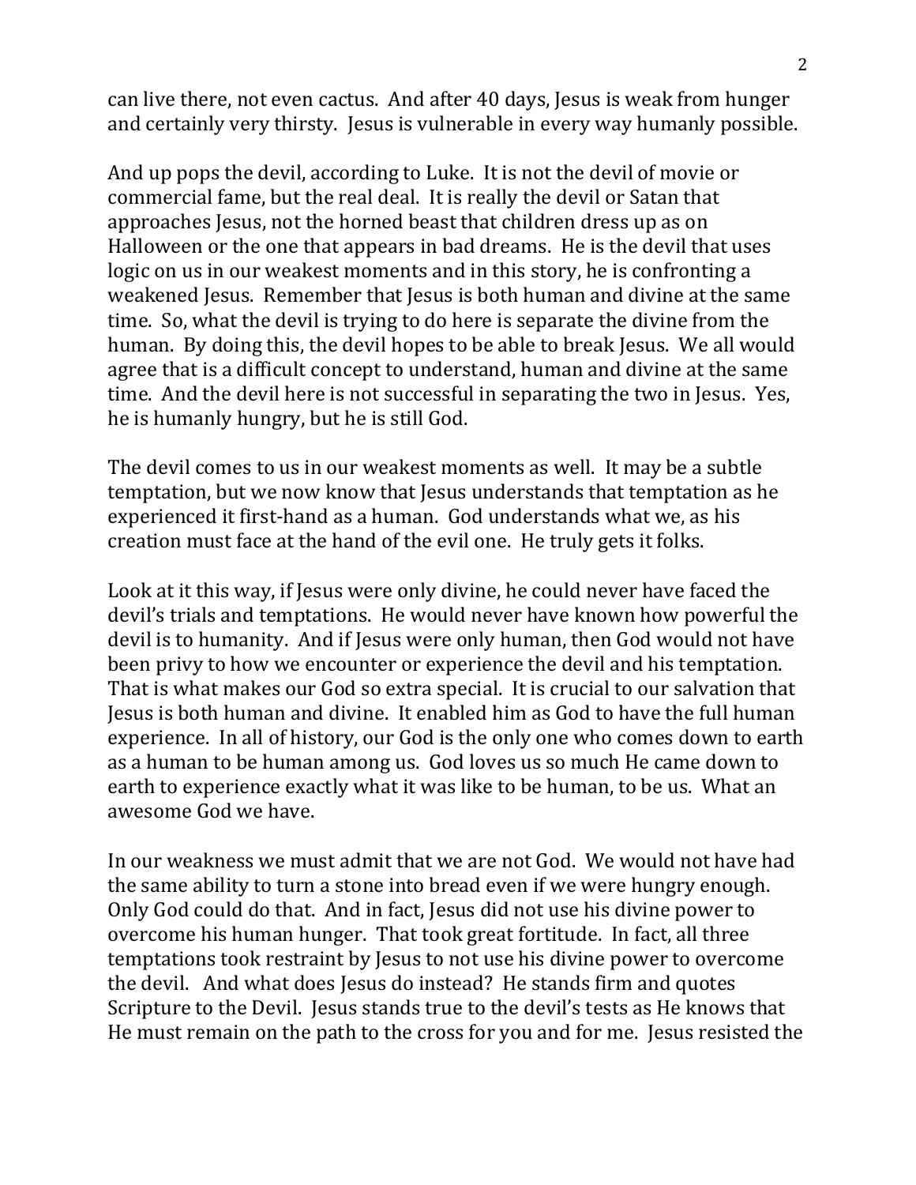can live there, not even cactus. And after 40 days, Jesus is weak from hunger and certainly very thirsty. Jesus is vulnerable in every way humanly possible.

And up pops the devil, according to Luke. It is not the devil of movie or commercial fame, but the real deal. It is really the devil or Satan that approaches Jesus, not the horned beast that children dress up as on Halloween or the one that appears in bad dreams. He is the devil that uses logic on us in our weakest moments and in this story, he is confronting a weakened Jesus. Remember that Jesus is both human and divine at the same time. So, what the devil is trying to do here is separate the divine from the human. By doing this, the devil hopes to be able to break Jesus. We all would agree that is a difficult concept to understand, human and divine at the same time. And the devil here is not successful in separating the two in Jesus. Yes, he is humanly hungry, but he is still God.

The devil comes to us in our weakest moments as well. It may be a subtle temptation, but we now know that Jesus understands that temptation as he experienced it first-hand as a human. God understands what we, as his creation must face at the hand of the evil one. He truly gets it folks.

Look at it this way, if Jesus were only divine, he could never have faced the devil's trials and temptations. He would never have known how powerful the devil is to humanity. And if Jesus were only human, then God would not have been privy to how we encounter or experience the devil and his temptation. That is what makes our God so extra special. It is crucial to our salvation that Jesus is both human and divine. It enabled him as God to have the full human experience. In all of history, our God is the only one who comes down to earth as a human to be human among us. God loves us so much He came down to earth to experience exactly what it was like to be human, to be us. What an awesome God we have.

In our weakness we must admit that we are not God. We would not have had the same ability to turn a stone into bread even if we were hungry enough. Only God could do that. And in fact, Jesus did not use his divine power to overcome his human hunger. That took great fortitude. In fact, all three temptations took restraint by Jesus to not use his divine power to overcome the devil. And what does Jesus do instead? He stands firm and quotes Scripture to the Devil. Jesus stands true to the devil's tests as He knows that He must remain on the path to the cross for you and for me. Jesus resisted the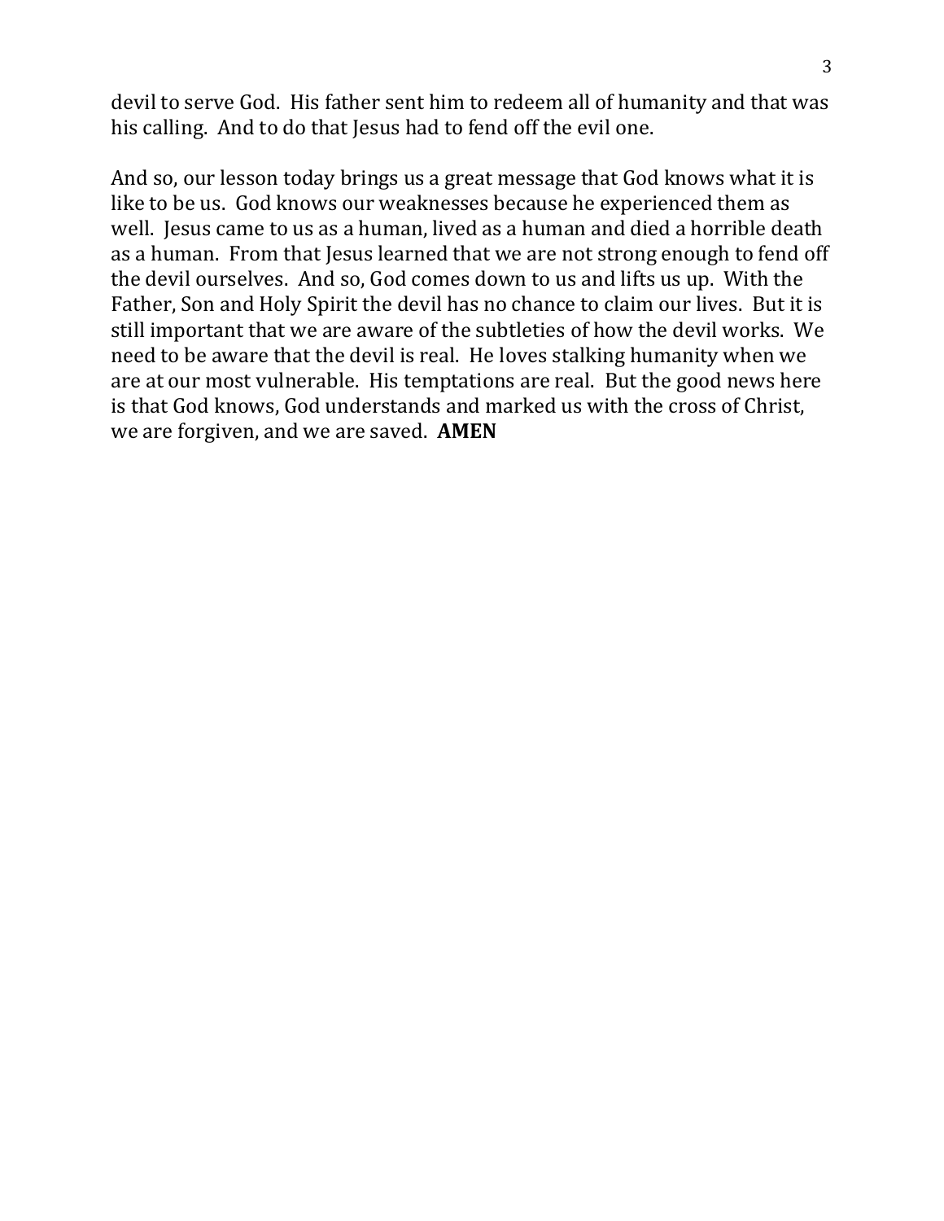devil to serve God. His father sent him to redeem all of humanity and that was his calling. And to do that Jesus had to fend off the evil one.

And so, our lesson today brings us a great message that God knows what it is like to be us. God knows our weaknesses because he experienced them as well. Jesus came to us as a human, lived as a human and died a horrible death as a human. From that Jesus learned that we are not strong enough to fend off the devil ourselves. And so, God comes down to us and lifts us up. With the Father, Son and Holy Spirit the devil has no chance to claim our lives. But it is still important that we are aware of the subtleties of how the devil works. We need to be aware that the devil is real. He loves stalking humanity when we are at our most vulnerable. His temptations are real. But the good news here is that God knows, God understands and marked us with the cross of Christ, we are forgiven, and we are saved. **AMEN**